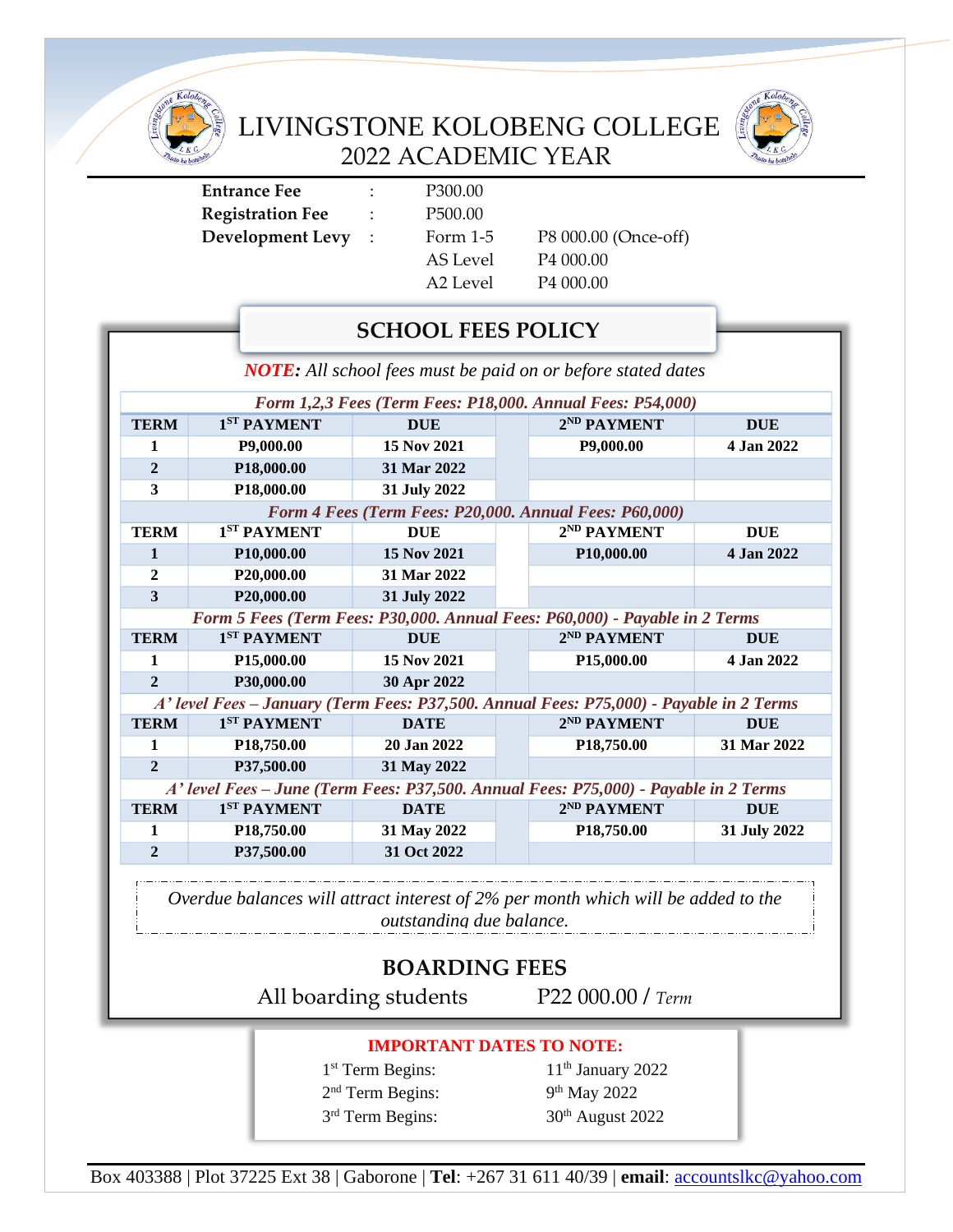# LIVINGSTONE KOLOBENG COLLEGE
## 2022 ACADEMIC YEAR

| | | | |
|---|---|---|---|
| **Entrance Fee** | : | P300.00 | |
| **Registration Fee** | : | P500.00 | |
| **Development Levy** | : | Form 1-5 | P8 000.00 (Once-off) |
| | | AS Level | P4 000.00 |
| | | A2 Level | P4 000.00 |

## SCHOOL FEES POLICY

***NOTE:** All school fees must be paid on or before stated dates*

| TERM | 1ST PAYMENT | DUE | | 2ND PAYMENT | DUE |
|---|---|---|---|---|---|
| ***Form 1,2,3 Fees (Term Fees: P18,000. Annual Fees: P54,000)*** | | | | | |
| **TERM** | **1ST PAYMENT** | **DUE** | | **2ND PAYMENT** | **DUE** |
| **1** | **P9,000.00** | **15 Nov 2021** | | **P9,000.00** | **4 Jan 2022** |
| **2** | **P18,000.00** | **31 Mar 2022** | | | |
| **3** | **P18,000.00** | **31 July 2022** | | | |
| ***Form 4 Fees (Term Fees: P20,000. Annual Fees: P60,000)*** | | | | | |
| **TERM** | **1ST PAYMENT** | **DUE** | | **2ND PAYMENT** | **DUE** |
| **1** | **P10,000.00** | **15 Nov 2021** | | **P10,000.00** | **4 Jan 2022** |
| **2** | **P20,000.00** | **31 Mar 2022** | | | |
| **3** | **P20,000.00** | **31 July 2022** | | | |
| ***Form 5 Fees (Term Fees: P30,000. Annual Fees: P60,000) - Payable in 2 Terms*** | | | | | |
| **TERM** | **1ST PAYMENT** | **DUE** | | **2ND PAYMENT** | **DUE** |
| **1** | **P15,000.00** | **15 Nov 2021** | | **P15,000.00** | **4 Jan 2022** |
| **2** | **P30,000.00** | **30 Apr 2022** | | | |
| ***A' level Fees – January (Term Fees: P37,500. Annual Fees: P75,000) - Payable in 2 Terms*** | | | | | |
| **TERM** | **1ST PAYMENT** | **DATE** | | **2ND PAYMENT** | **DUE** |
| **1** | **P18,750.00** | **20 Jan 2022** | | **P18,750.00** | **31 Mar 2022** |
| **2** | **P37,500.00** | **31 May 2022** | | | |
| ***A' level Fees – June (Term Fees: P37,500. Annual Fees: P75,000) - Payable in 2 Terms*** | | | | | |
| **TERM** | **1ST PAYMENT** | **DATE** | | **2ND PAYMENT** | **DUE** |
| **1** | **P18,750.00** | **31 May 2022** | | **P18,750.00** | **31 July 2022** |
| **2** | **P37,500.00** | **31 Oct 2022** | | | |

*Overdue balances will attract interest of 2% per month which will be added to the outstanding due balance.*

## BOARDING FEES

All boarding students P22 000.00 / *Term*

**IMPORTANT DATES TO NOTE:**

| | |
|---|---|
| 1st Term Begins: | 11th January 2022 |
| 2nd Term Begins: | 9th May 2022 |
| 3rd Term Begins: | 30th August 2022 |

Box 403388 | Plot 37225 Ext 38 | Gaborone | **Tel**: +267 31 611 40/39 | **email**: accountslkc@yahoo.com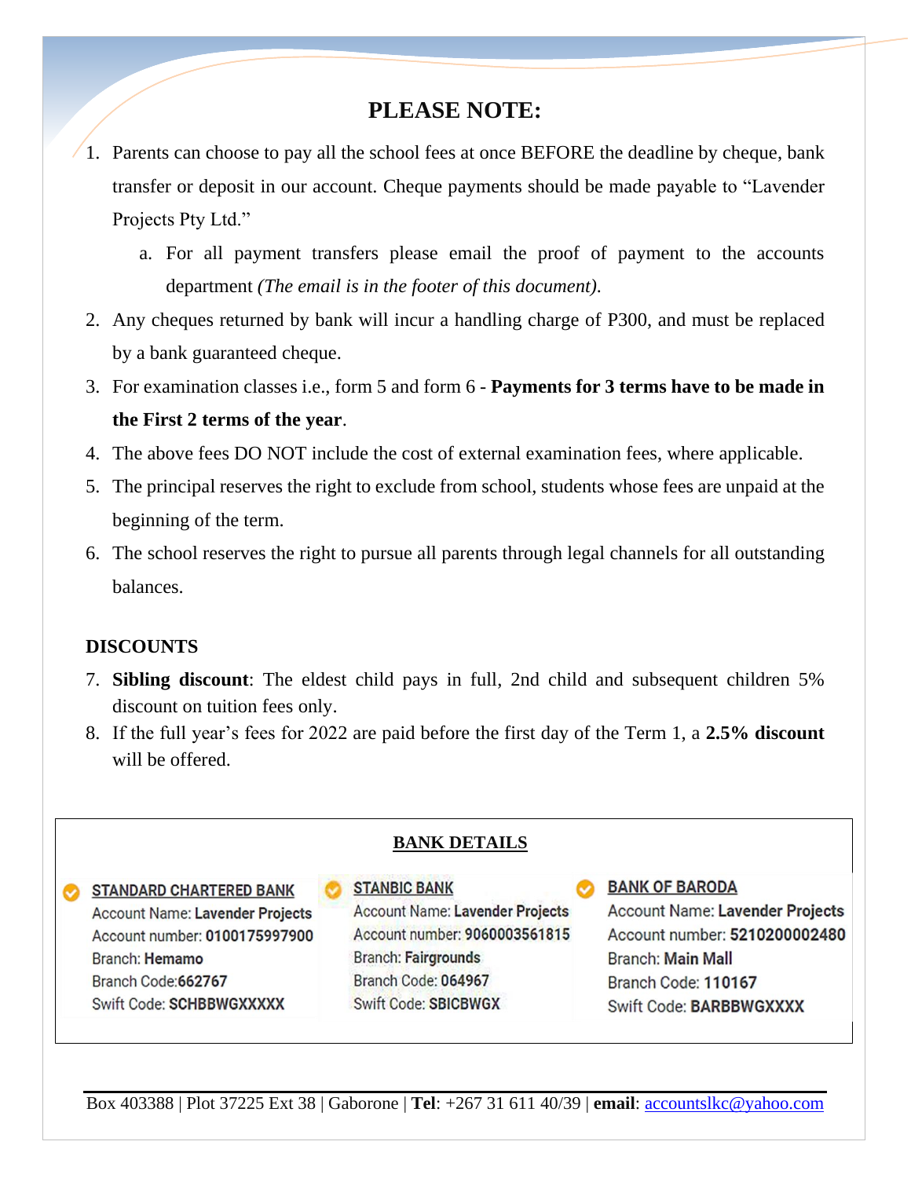# PLEASE NOTE:

1. Parents can choose to pay all the school fees at once BEFORE the deadline by cheque, bank transfer or deposit in our account. Cheque payments should be made payable to "Lavender Projects Pty Ltd."
    a. For all payment transfers please email the proof of payment to the accounts department *(The email is in the footer of this document).*
2. Any cheques returned by bank will incur a handling charge of P300, and must be replaced by a bank guaranteed cheque.
3. For examination classes i.e., form 5 and form 6 - **Payments for 3 terms have to be made in the First 2 terms of the year**.
4. The above fees DO NOT include the cost of external examination fees, where applicable.
5. The principal reserves the right to exclude from school, students whose fees are unpaid at the beginning of the term.
6. The school reserves the right to pursue all parents through legal channels for all outstanding balances.

**DISCOUNTS**

7. **Sibling discount**: The eldest child pays in full, 2nd child and subsequent children 5% discount on tuition fees only.
8. If the full year's fees for 2022 are paid before the first day of the Term 1, a **2.5% discount** will be offered.

## BANK DETAILS

**STANDARD CHARTERED BANK**
Account Name: **Lavender Projects**
Account number: **0100175997900**
Branch: **Hemamo**
Branch Code:**662767**
Swift Code: **SCHBBWGXXXXX**

**STANBIC BANK**
Account Name: **Lavender Projects**
Account number: **9060003561815**
Branch: **Fairgrounds**
Branch Code: **064967**
Swift Code: **SBICBWGX**

**BANK OF BARODA**
Account Name: **Lavender Projects**
Account number: **5210200002480**
Branch: **Main Mall**
Branch Code: **110167**
Swift Code: **BARBBWGXXXX**

Box 403388 | Plot 37225 Ext 38 | Gaborone | **Tel**: +267 31 611 40/39 | **email**: accountslkc@yahoo.com